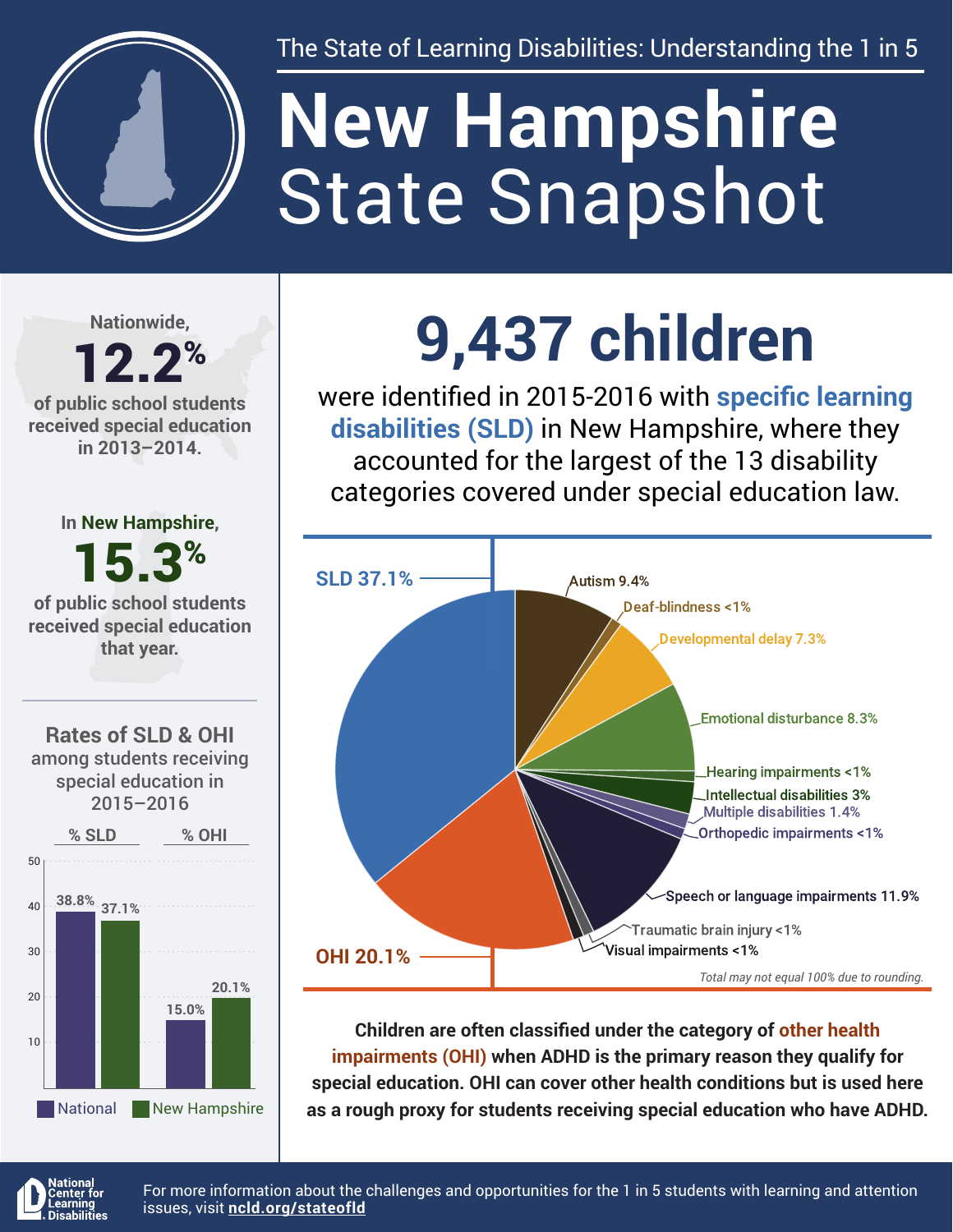The State of Learning Disabilities: Understanding the 1 in 5

# New Hampshire State Snapshot

Nationwide, **12.2%** of public school students received special education in 2013–2014.

In New Hampshire, **15.3%** of public school students received special education that year.

## Rates of SLD & OHI among students receiving special education in 2015–2016

| | % SLD | % OHI |
|---|---|---|
| National | 38.8% | 15.0% |
| New Hampshire | 37.1% | 20.1% |

# 9,437 children

were identified in 2015-2016 with **specific learning disabilities (SLD)** in New Hampshire, where they accounted for the largest of the 13 disability categories covered under special education law.

| Category | Percent |
|---|---|
| SLD | 37.1% |
| Autism | 9.4% |
| Deaf-blindness | <1% |
| Developmental delay | 7.3% |
| Emotional disturbance | 8.3% |
| Hearing impairments | <1% |
| Intellectual disabilities | 3% |
| Multiple disabilities | 1.4% |
| Orthopedic impairments | <1% |
| Speech or language impairments | 11.9% |
| Traumatic brain injury | <1% |
| Visual impairments | <1% |
| OHI | 20.1% |

*Total may not equal 100% due to rounding.*

**Children are often classified under the category of other health impairments (OHI) when ADHD is the primary reason they qualify for special education. OHI can cover other health conditions but is used here as a rough proxy for students receiving special education who have ADHD.**

National Center for Learning Disabilities

For more information about the challenges and opportunities for the 1 in 5 students with learning and attention issues, visit **ncld.org/stateofld**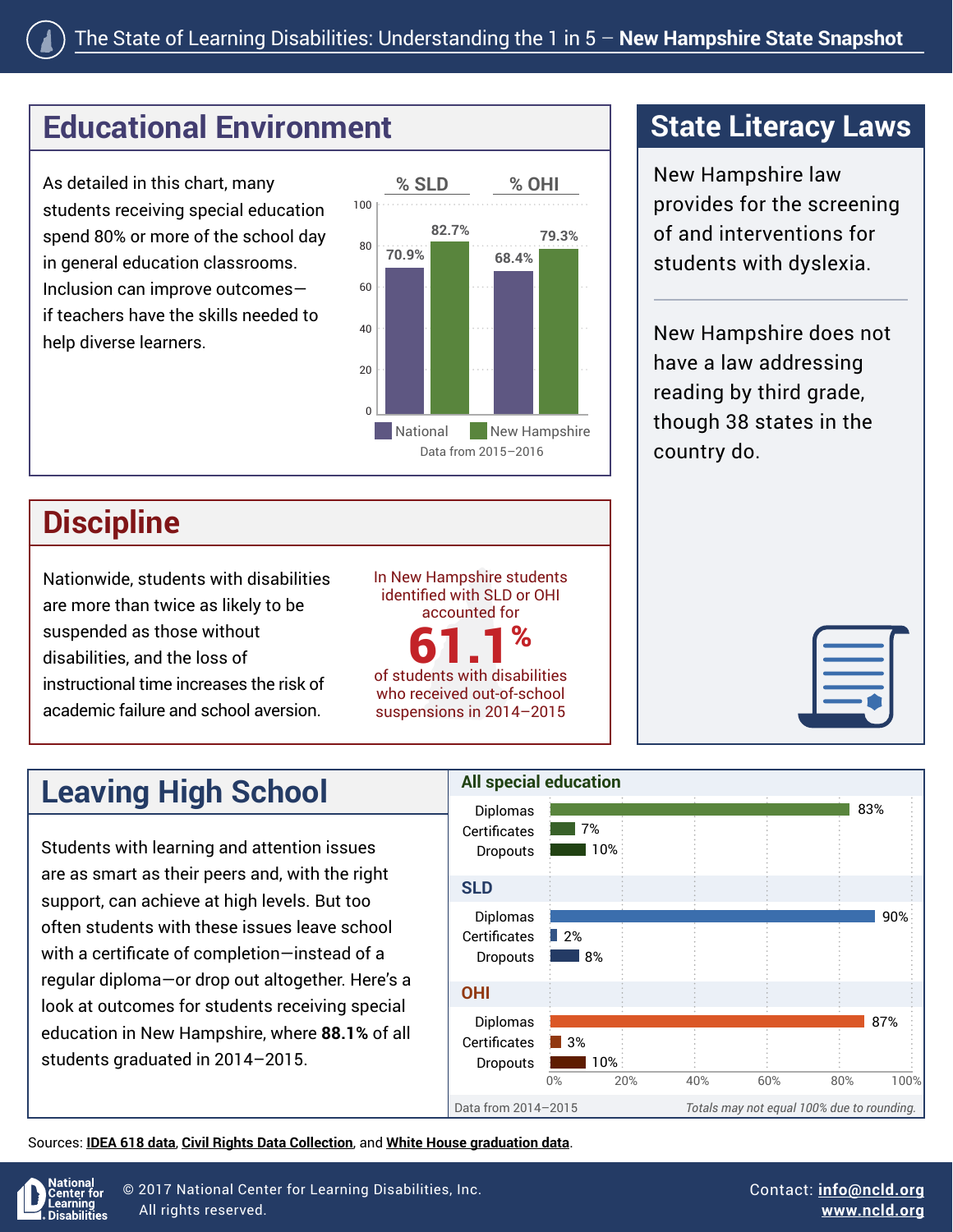# The State of Learning Disabilities: Understanding the 1 in 5 – **New Hampshire State Snapshot**

## Educational Environment

As detailed in this chart, many students receiving special education spend 80% or more of the school day in general education classrooms. Inclusion can improve outcomes—if teachers have the skills needed to help diverse learners.

% SLD
% OHI
100
80
60
40
20
0
70.9%
82.7%
68.4%
79.3%
National
New Hampshire
Data from 2015–2016

## State Literacy Laws

New Hampshire law provides for the screening of and interventions for students with dyslexia.

New Hampshire does not have a law addressing reading by third grade, though 38 states in the country do.

## Discipline

Nationwide, students with disabilities are more than twice as likely to be suspended as those without disabilities, and the loss of instructional time increases the risk of academic failure and school aversion.

In New Hampshire students identified with SLD or OHI accounted for **61.1%** of students with disabilities who received out-of-school suspensions in 2014–2015

## Leaving High School

Students with learning and attention issues are as smart as their peers and, with the right support, can achieve at high levels. But too often students with these issues leave school with a certificate of completion—instead of a regular diploma—or drop out altogether. Here's a look at outcomes for students receiving special education in New Hampshire, where **88.1%** of all students graduated in 2014–2015.

**All special education**
Diplomas 83%
Certificates 7%
Dropouts 10%

**SLD**
Diplomas 90%
Certificates 2%
Dropouts 8%

**OHI**
Diplomas 87%
Certificates 3%
Dropouts 10%

0% 20% 40% 60% 80% 100%

Data from 2014–2015

*Totals may not equal 100% due to rounding.*

Sources: **IDEA 618 data**, **Civil Rights Data Collection**, and **White House graduation data**.

© 2017 National Center for Learning Disabilities, Inc. All rights reserved.

Contact: **info@ncld.org** **www.ncld.org**